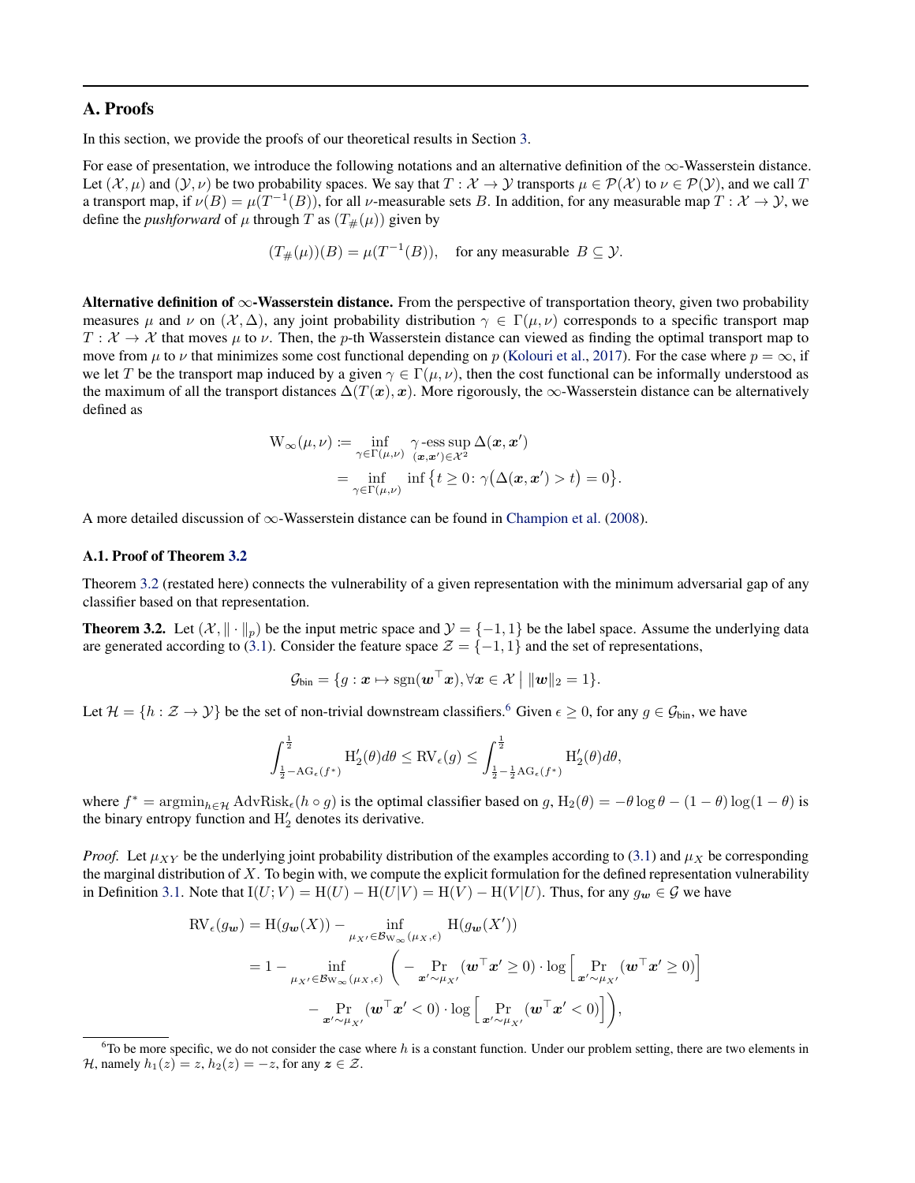## A. Proofs

In this section, we provide the proofs of our theoretical results in Section 3.

For ease of presentation, we introduce the following notations and an alternative definition of the $\infty$-Wasserstein distance. Let $(\mathcal{X}, \mu)$ and $(\mathcal{Y}, \nu)$ be two probability spaces. We say that $T: \mathcal{X} \to \mathcal{Y}$ transports $\mu \in \mathcal{P}(\mathcal{X})$ to $\nu \in \mathcal{P}(\mathcal{Y})$, and we call $T$ a transport map, if $\nu(B) = \mu(T^{-1}(B))$, for all $\nu$-measurable sets $B$. In addition, for any measurable map $T: \mathcal{X} \to \mathcal{Y}$, we define the *pushforward* of $\mu$ through $T$ as $(T_{\#}(\mu))$ given by

$$(T_{\#}(\mu))(B) = \mu(T^{-1}(B)), \quad \text{for any measurable } B \subseteq \mathcal{Y}.$$

**Alternative definition of $\infty$-Wasserstein distance.** From the perspective of transportation theory, given two probability measures $\mu$ and $\nu$ on $(\mathcal{X}, \Delta)$, any joint probability distribution $\gamma \in \Gamma(\mu, \nu)$ corresponds to a specific transport map $T: \mathcal{X} \to \mathcal{X}$ that moves $\mu$ to $\nu$. Then, the $p$-th Wasserstein distance can viewed as finding the optimal transport map to move from $\mu$ to $\nu$ that minimizes some cost functional depending on $p$ (Kolouri et al., 2017). For the case where $p = \infty$, if we let $T$ be the transport map induced by a given $\gamma \in \Gamma(\mu, \nu)$, then the cost functional can be informally understood as the maximum of all the transport distances $\Delta(T(\boldsymbol{x}), \boldsymbol{x})$. More rigorously, the $\infty$-Wasserstein distance can be alternatively defined as

$$\begin{aligned}
\mathrm{W}_\infty(\mu, \nu) &:= \inf_{\gamma \in \Gamma(\mu,\nu)} \ \gamma\text{-}\operatorname*{ess\,sup}_{(\boldsymbol{x}, \boldsymbol{x}') \in \mathcal{X}^2} \Delta(\boldsymbol{x}, \boldsymbol{x}') \\
&= \inf_{\gamma \in \Gamma(\mu,\nu)} \ \inf\big\{ t \geq 0 \colon \gamma\big(\Delta(\boldsymbol{x}, \boldsymbol{x}') > t\big) = 0 \big\}.
\end{aligned}$$

A more detailed discussion of $\infty$-Wasserstein distance can be found in Champion et al. (2008).

### A.1. Proof of Theorem 3.2

Theorem 3.2 (restated here) connects the vulnerability of a given representation with the minimum adversarial gap of any classifier based on that representation.

**Theorem 3.2.** Let $(\mathcal{X}, \|\cdot\|_p)$ be the input metric space and $\mathcal{Y} = \{-1, 1\}$ be the label space. Assume the underlying data are generated according to (3.1). Consider the feature space $\mathcal{Z} = \{-1, 1\}$ and the set of representations,

$$\mathcal{G}_{\text{bin}} = \{ g: \boldsymbol{x} \mapsto \operatorname{sgn}(\boldsymbol{w}^\top \boldsymbol{x}), \forall \boldsymbol{x} \in \mathcal{X} \mid \|\boldsymbol{w}\|_2 = 1 \}.$$

Let $\mathcal{H} = \{h: \mathcal{Z} \to \mathcal{Y}\}$ be the set of non-trivial downstream classifiers.[6] Given $\epsilon \geq 0$, for any $g \in \mathcal{G}_{\text{bin}}$, we have

$$\int_{\frac{1}{2} - \mathrm{AG}_\epsilon(f^*)}^{\frac{1}{2}} \mathrm{H}_2'(\theta) d\theta \leq \mathrm{RV}_\epsilon(g) \leq \int_{\frac{1}{2} - \frac{1}{2}\mathrm{AG}_\epsilon(f^*)}^{\frac{1}{2}} \mathrm{H}_2'(\theta) d\theta,$$

where $f^* = \operatorname{argmin}_{h \in \mathcal{H}} \operatorname{AdvRisk}_\epsilon(h \circ g)$ is the optimal classifier based on $g$, $\mathrm{H}_2(\theta) = -\theta \log \theta - (1 - \theta) \log(1 - \theta)$ is the binary entropy function and $\mathrm{H}_2'$ denotes its derivative.

*Proof.* Let $\mu_{XY}$ be the underlying joint probability distribution of the examples according to (3.1) and $\mu_X$ be corresponding the marginal distribution of $X$. To begin with, we compute the explicit formulation for the defined representation vulnerability in Definition 3.1. Note that $\mathrm{I}(U; V) = \mathrm{H}(U) - \mathrm{H}(U|V) = \mathrm{H}(V) - \mathrm{H}(V|U)$. Thus, for any $g_{\boldsymbol{w}} \in \mathcal{G}$ we have

$$\begin{aligned}
\mathrm{RV}_\epsilon(g_{\boldsymbol{w}}) &= \mathrm{H}(g_{\boldsymbol{w}}(X)) - \inf_{\mu_{X'} \in \mathcal{B}_{\mathrm{W}_\infty}(\mu_X, \epsilon)} \mathrm{H}(g_{\boldsymbol{w}}(X')) \\
&= 1 - \inf_{\mu_{X'} \in \mathcal{B}_{\mathrm{W}_\infty}(\mu_X, \epsilon)} \bigg( - \Pr_{\boldsymbol{x}' \sim \mu_{X'}}(\boldsymbol{w}^\top \boldsymbol{x}' \geq 0) \cdot \log\Big[ \Pr_{\boldsymbol{x}' \sim \mu_{X'}}(\boldsymbol{w}^\top \boldsymbol{x}' \geq 0) \Big] \\
&\qquad - \Pr_{\boldsymbol{x}' \sim \mu_{X'}}(\boldsymbol{w}^\top \boldsymbol{x}' < 0) \cdot \log\Big[ \Pr_{\boldsymbol{x}' \sim \mu_{X'}}(\boldsymbol{w}^\top \boldsymbol{x}' < 0) \Big] \bigg),
\end{aligned}$$

[6] To be more specific, we do not consider the case where $h$ is a constant function. Under our problem setting, there are two elements in $\mathcal{H}$, namely $h_1(z) = z$, $h_2(z) = -z$, for any $\boldsymbol{z} \in \mathcal{Z}$.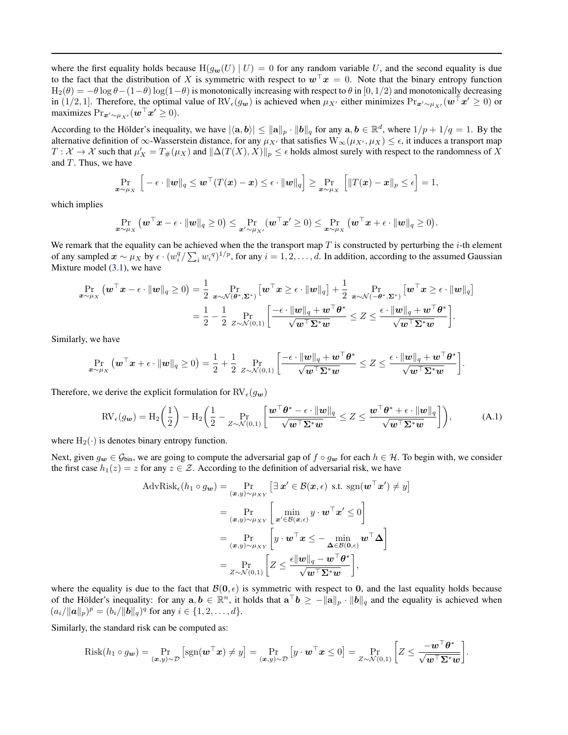where the first equality holds because $\mathrm{H}(g_{\boldsymbol{w}}(U) \mid U) = 0$ for any random variable $U$, and the second equality is due to the fact that the distribution of $X$ is symmetric with respect to $\boldsymbol{w}^\top \boldsymbol{x} = 0$. Note that the binary entropy function $\mathrm{H}_2(\theta) = -\theta \log \theta - (1-\theta)\log(1-\theta)$ is monotonically increasing with respect to $\theta$ in $[0, 1/2)$ and monotonically decreasing in $(1/2, 1]$. Therefore, the optimal value of $\mathrm{RV}_\epsilon(g_{\boldsymbol{w}})$ is achieved when $\mu_{X'}$ either minimizes $\Pr_{\boldsymbol{x}' \sim \mu_{X'}}(\boldsymbol{w}^\top \boldsymbol{x}' \geq 0)$ or maximizes $\Pr_{\boldsymbol{x}' \sim \mu_{X'}}(\boldsymbol{w}^\top \boldsymbol{x}' \geq 0)$.

According to the Hölder's inequality, we have $|\langle \mathbf{a}, \boldsymbol{b} \rangle| \leq \|\mathbf{a}\|_p \cdot \|\boldsymbol{b}\|_q$ for any $\mathbf{a}, \mathbf{b} \in \mathbb{R}^d$, where $1/p + 1/q = 1$. By the alternative definition of $\infty$-Wasserstein distance, for any $\mu_{X'}$ that satisfies $\mathrm{W}_\infty(\mu_{X'}, \mu_X) \leq \epsilon$, it induces a transport map $T : \mathcal{X} \to \mathcal{X}$ such that $\mu'_X = T_\#(\mu_X)$ and $\|\Delta(T(X), X)\|_p \leq \epsilon$ holds almost surely with respect to the randomness of $X$ and $T$. Thus, we have

$$\Pr_{\boldsymbol{x} \sim \mu_X}\Big[ -\epsilon \cdot \|\boldsymbol{w}\|_q \leq \boldsymbol{w}^\top (T(\boldsymbol{x}) - \boldsymbol{x}) \leq \epsilon \cdot \|\boldsymbol{w}\|_q \Big] \geq \Pr_{\boldsymbol{x} \sim \mu_X}\Big[ \|T(\boldsymbol{x}) - \boldsymbol{x}\|_p \leq \epsilon \Big] = 1,$$

which implies

$$\Pr_{\boldsymbol{x} \sim \mu_X}\big(\boldsymbol{w}^\top \boldsymbol{x} - \epsilon \cdot \|\boldsymbol{w}\|_q \geq 0\big) \leq \Pr_{\boldsymbol{x}' \sim \mu_{X'}}(\boldsymbol{w}^\top \boldsymbol{x}' \geq 0) \leq \Pr_{\boldsymbol{x} \sim \mu_X}\big(\boldsymbol{w}^\top \boldsymbol{x} + \epsilon \cdot \|\boldsymbol{w}\|_q \geq 0\big).$$

We remark that the equality can be achieved when the the transport map $T$ is constructed by perturbing the $i$-th element of any sampled $\boldsymbol{x} \sim \mu_X$ by $\epsilon \cdot (w_i^q / \sum_i w_i{}^q)^{1/p}$, for any $i = 1, 2, \ldots, d$. In addition, according to the assumed Gaussian Mixture model (3.1), we have

$$\begin{aligned}
\Pr_{\boldsymbol{x} \sim \mu_X}\big(\boldsymbol{w}^\top \boldsymbol{x} - \epsilon \cdot \|\boldsymbol{w}\|_q \geq 0\big) &= \frac{1}{2} \Pr_{\boldsymbol{x} \sim \mathcal{N}(\boldsymbol{\theta}^*, \boldsymbol{\Sigma}^*)}\big[\boldsymbol{w}^\top \boldsymbol{x} \geq \epsilon \cdot \|\boldsymbol{w}\|_q\big] + \frac{1}{2} \Pr_{\boldsymbol{x} \sim \mathcal{N}(-\boldsymbol{\theta}^*, \boldsymbol{\Sigma}^*)}\big[\boldsymbol{w}^\top \boldsymbol{x} \geq \epsilon \cdot \|\boldsymbol{w}\|_q\big] \\
&= \frac{1}{2} - \frac{1}{2} \Pr_{Z \sim \mathcal{N}(0,1)}\left[\frac{-\epsilon \cdot \|\boldsymbol{w}\|_q + \boldsymbol{w}^\top \boldsymbol{\theta}^*}{\sqrt{\boldsymbol{w}^\top \boldsymbol{\Sigma}^* \boldsymbol{w}}} \leq Z \leq \frac{\epsilon \cdot \|\boldsymbol{w}\|_q + \boldsymbol{w}^\top \boldsymbol{\theta}^*}{\sqrt{\boldsymbol{w}^\top \boldsymbol{\Sigma}^* \boldsymbol{w}}}\right].
\end{aligned}$$

Similarly, we have

$$\Pr_{\boldsymbol{x} \sim \mu_X}\big(\boldsymbol{w}^\top \boldsymbol{x} + \epsilon \cdot \|\boldsymbol{w}\|_q \geq 0\big) = \frac{1}{2} + \frac{1}{2} \Pr_{Z \sim \mathcal{N}(0,1)}\left[\frac{-\epsilon \cdot \|\boldsymbol{w}\|_q + \boldsymbol{w}^\top \boldsymbol{\theta}^*}{\sqrt{\boldsymbol{w}^\top \boldsymbol{\Sigma}^* \boldsymbol{w}}} \leq Z \leq \frac{\epsilon \cdot \|\boldsymbol{w}\|_q + \boldsymbol{w}^\top \boldsymbol{\theta}^*}{\sqrt{\boldsymbol{w}^\top \boldsymbol{\Sigma}^* \boldsymbol{w}}}\right].$$

Therefore, we derive the explicit formulation for $\mathrm{RV}_\epsilon(g_{\boldsymbol{w}})$

$$\mathrm{RV}_\epsilon(g_{\boldsymbol{w}}) = \mathrm{H}_2\left(\frac{1}{2}\right) - \mathrm{H}_2\left(\frac{1}{2} - \Pr_{Z \sim \mathcal{N}(0,1)}\left[\frac{\boldsymbol{w}^\top \boldsymbol{\theta}^* - \epsilon \cdot \|\boldsymbol{w}\|_q}{\sqrt{\boldsymbol{w}^\top \boldsymbol{\Sigma}^* \boldsymbol{w}}} \leq Z \leq \frac{\boldsymbol{w}^\top \boldsymbol{\theta}^* + \epsilon \cdot \|\boldsymbol{w}\|_q}{\sqrt{\boldsymbol{w}^\top \boldsymbol{\Sigma}^* \boldsymbol{w}}}\right]\right), \tag{A.1}$$

where $\mathrm{H}_2(\cdot)$ is denotes binary entropy function.

Next, given $g_{\boldsymbol{w}} \in \mathcal{G}_{\mathrm{bin}}$, we are going to compute the adversarial gap of $f \circ g_{\boldsymbol{w}}$ for each $h \in \mathcal{H}$. To begin with, we consider the first case $h_1(z) = z$ for any $z \in \mathcal{Z}$. According to the definition of adversarial risk, we have

$$\begin{aligned}
\mathrm{AdvRisk}_\epsilon(h_1 \circ g_{\boldsymbol{w}}) &= \Pr_{(\boldsymbol{x}, y) \sim \mu_{XY}}\big[\exists\, \boldsymbol{x}' \in \mathcal{B}(\boldsymbol{x}, \epsilon) \text{ s.t. } \mathrm{sgn}(\boldsymbol{w}^\top \boldsymbol{x}') \neq y\big] \\
&= \Pr_{(\boldsymbol{x}, y) \sim \mu_{XY}}\left[\min_{\boldsymbol{x}' \in \mathcal{B}(\boldsymbol{x}, \epsilon)} y \cdot \boldsymbol{w}^\top \boldsymbol{x}' \leq 0\right] \\
&= \Pr_{(\boldsymbol{x}, y) \sim \mu_{XY}}\left[y \cdot \boldsymbol{w}^\top \boldsymbol{x} \leq -\min_{\boldsymbol{\Delta} \in \mathcal{B}(\mathbf{0}, \epsilon)} \boldsymbol{w}^\top \boldsymbol{\Delta}\right] \\
&= \Pr_{Z \sim \mathcal{N}(0,1)}\left[Z \leq \frac{\epsilon \|\boldsymbol{w}\|_q - \boldsymbol{w}^\top \boldsymbol{\theta}^*}{\sqrt{\boldsymbol{w}^\top \boldsymbol{\Sigma}^* \boldsymbol{w}}}\right],
\end{aligned}$$

where the equality is due to the fact that $\mathcal{B}(\mathbf{0}, \epsilon)$ is symmetric with respect to $\mathbf{0}$, and the last equality holds because of the Hölder's inequality: for any $\mathbf{a}, \boldsymbol{b} \in \mathbb{R}^n$, it holds that $\mathbf{a}^\top \boldsymbol{b} \geq -\|\mathbf{a}\|_p \cdot \|\boldsymbol{b}\|_q$ and the equality is achieved when $(a_i / \|\boldsymbol{a}\|_p)^p = (b_i / \|\boldsymbol{b}\|_q)^q$ for any $i \in \{1, 2, \ldots, d\}$.

Similarly, the standard risk can be computed as:

$$\mathrm{Risk}(h_1 \circ g_{\boldsymbol{w}}) = \Pr_{(\boldsymbol{x}, y) \sim \mathcal{D}}\big[\mathrm{sgn}(\boldsymbol{w}^\top \boldsymbol{x}) \neq y\big] = \Pr_{(\boldsymbol{x}, y) \sim \mathcal{D}}\big[y \cdot \boldsymbol{w}^\top \boldsymbol{x} \leq 0\big] = \Pr_{Z \sim \mathcal{N}(0,1)}\left[Z \leq \frac{-\boldsymbol{w}^\top \boldsymbol{\theta}^*}{\sqrt{\boldsymbol{w}^\top \boldsymbol{\Sigma}^* \boldsymbol{w}}}\right].$$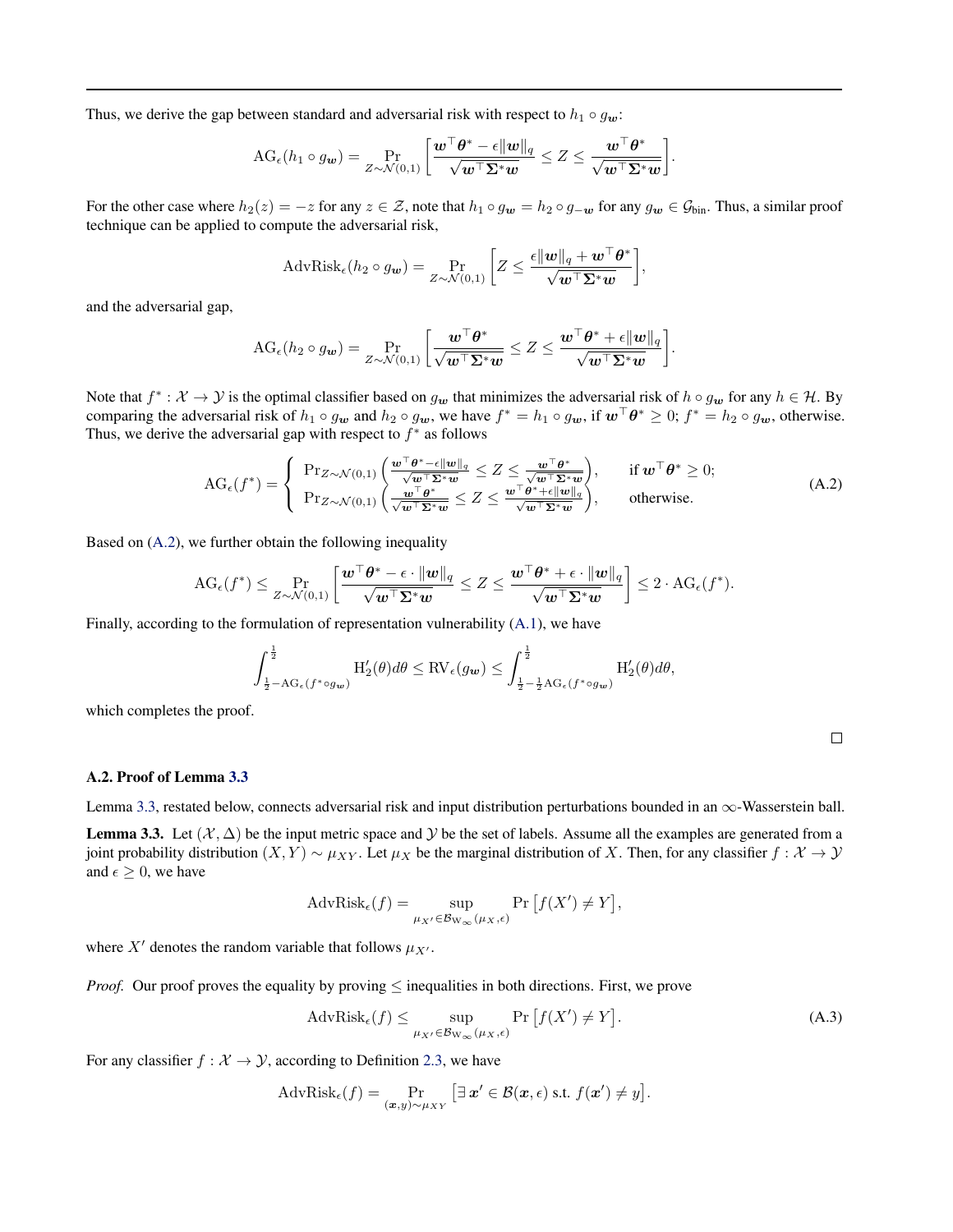Thus, we derive the gap between standard and adversarial risk with respect to $h_1 \circ g_{\boldsymbol{w}}$:

$$\mathrm{AG}_\epsilon(h_1 \circ g_{\boldsymbol{w}}) = \Pr_{Z\sim\mathcal{N}(0,1)}\left[\frac{\boldsymbol{w}^\top\boldsymbol{\theta}^* - \epsilon\|\boldsymbol{w}\|_q}{\sqrt{\boldsymbol{w}^\top\boldsymbol{\Sigma}^*\boldsymbol{w}}} \leq Z \leq \frac{\boldsymbol{w}^\top\boldsymbol{\theta}^*}{\sqrt{\boldsymbol{w}^\top\boldsymbol{\Sigma}^*\boldsymbol{w}}}\right].$$

For the other case where $h_2(z) = -z$ for any $z \in \mathcal{Z}$, note that $h_1 \circ g_{\boldsymbol{w}} = h_2 \circ g_{-\boldsymbol{w}}$ for any $g_{\boldsymbol{w}} \in \mathcal{G}_{\text{bin}}$. Thus, a similar proof technique can be applied to compute the adversarial risk,

$$\mathrm{AdvRisk}_\epsilon(h_2 \circ g_{\boldsymbol{w}}) = \Pr_{Z\sim\mathcal{N}(0,1)}\left[Z \leq \frac{\epsilon\|\boldsymbol{w}\|_q + \boldsymbol{w}^\top\boldsymbol{\theta}^*}{\sqrt{\boldsymbol{w}^\top\boldsymbol{\Sigma}^*\boldsymbol{w}}}\right],$$

and the adversarial gap,

$$\mathrm{AG}_\epsilon(h_2 \circ g_{\boldsymbol{w}}) = \Pr_{Z\sim\mathcal{N}(0,1)}\left[\frac{\boldsymbol{w}^\top\boldsymbol{\theta}^*}{\sqrt{\boldsymbol{w}^\top\boldsymbol{\Sigma}^*\boldsymbol{w}}} \leq Z \leq \frac{\boldsymbol{w}^\top\boldsymbol{\theta}^* + \epsilon\|\boldsymbol{w}\|_q}{\sqrt{\boldsymbol{w}^\top\boldsymbol{\Sigma}^*\boldsymbol{w}}}\right].$$

Note that $f^*: \mathcal{X} \to \mathcal{Y}$ is the optimal classifier based on $g_{\boldsymbol{w}}$ that minimizes the adversarial risk of $h \circ g_{\boldsymbol{w}}$ for any $h \in \mathcal{H}$. By comparing the adversarial risk of $h_1 \circ g_{\boldsymbol{w}}$ and $h_2 \circ g_{\boldsymbol{w}}$, we have $f^* = h_1 \circ g_{\boldsymbol{w}}$, if $\boldsymbol{w}^\top\boldsymbol{\theta}^* \geq 0$; $f^* = h_2 \circ g_{\boldsymbol{w}}$, otherwise. Thus, we derive the adversarial gap with respect to $f^*$ as follows

$$\mathrm{AG}_\epsilon(f^*) = \begin{cases} \Pr_{Z\sim\mathcal{N}(0,1)}\left(\frac{\boldsymbol{w}^\top\boldsymbol{\theta}^* - \epsilon\|\boldsymbol{w}\|_q}{\sqrt{\boldsymbol{w}^\top\boldsymbol{\Sigma}^*\boldsymbol{w}}} \leq Z \leq \frac{\boldsymbol{w}^\top\boldsymbol{\theta}^*}{\sqrt{\boldsymbol{w}^\top\boldsymbol{\Sigma}^*\boldsymbol{w}}}\right), & \text{if } \boldsymbol{w}^\top\boldsymbol{\theta}^* \geq 0; \\ \Pr_{Z\sim\mathcal{N}(0,1)}\left(\frac{\boldsymbol{w}^\top\boldsymbol{\theta}^*}{\sqrt{\boldsymbol{w}^\top\boldsymbol{\Sigma}^*\boldsymbol{w}}} \leq Z \leq \frac{\boldsymbol{w}^\top\boldsymbol{\theta}^* + \epsilon\|\boldsymbol{w}\|_q}{\sqrt{\boldsymbol{w}^\top\boldsymbol{\Sigma}^*\boldsymbol{w}}}\right), & \text{otherwise.} \end{cases} \tag{A.2}$$

Based on (A.2), we further obtain the following inequality

$$\mathrm{AG}_\epsilon(f^*) \leq \Pr_{Z\sim\mathcal{N}(0,1)}\left[\frac{\boldsymbol{w}^\top\boldsymbol{\theta}^* - \epsilon\cdot\|\boldsymbol{w}\|_q}{\sqrt{\boldsymbol{w}^\top\boldsymbol{\Sigma}^*\boldsymbol{w}}} \leq Z \leq \frac{\boldsymbol{w}^\top\boldsymbol{\theta}^* + \epsilon\cdot\|\boldsymbol{w}\|_q}{\sqrt{\boldsymbol{w}^\top\boldsymbol{\Sigma}^*\boldsymbol{w}}}\right] \leq 2\cdot\mathrm{AG}_\epsilon(f^*).$$

Finally, according to the formulation of representation vulnerability (A.1), we have

$$\int_{\frac{1}{2}-\mathrm{AG}_\epsilon(f^*\circ g_{\boldsymbol{w}})}^{\frac{1}{2}} \mathrm{H}_2'(\theta)d\theta \leq \mathrm{RV}_\epsilon(g_{\boldsymbol{w}}) \leq \int_{\frac{1}{2}-\frac{1}{2}\mathrm{AG}_\epsilon(f^*\circ g_{\boldsymbol{w}})}^{\frac{1}{2}} \mathrm{H}_2'(\theta)d\theta,$$

which completes the proof.

∎

### A.2. Proof of Lemma 3.3

Lemma 3.3, restated below, connects adversarial risk and input distribution perturbations bounded in an $\infty$-Wasserstein ball.

**Lemma 3.3.** Let $(\mathcal{X}, \Delta)$ be the input metric space and $\mathcal{Y}$ be the set of labels. Assume all the examples are generated from a joint probability distribution $(X, Y) \sim \mu_{XY}$. Let $\mu_X$ be the marginal distribution of $X$. Then, for any classifier $f: \mathcal{X} \to \mathcal{Y}$ and $\epsilon \geq 0$, we have

$$\mathrm{AdvRisk}_\epsilon(f) = \sup_{\mu_{X'} \in \mathcal{B}_{\mathrm{W}_\infty}(\mu_X, \epsilon)} \Pr\left[f(X') \neq Y\right],$$

where $X'$ denotes the random variable that follows $\mu_{X'}$.

*Proof.* Our proof proves the equality by proving $\leq$ inequalities in both directions. First, we prove

$$\mathrm{AdvRisk}_\epsilon(f) \leq \sup_{\mu_{X'} \in \mathcal{B}_{\mathrm{W}_\infty}(\mu_X, \epsilon)} \Pr\left[f(X') \neq Y\right]. \tag{A.3}$$

For any classifier $f: \mathcal{X} \to \mathcal{Y}$, according to Definition 2.3, we have

$$\mathrm{AdvRisk}_\epsilon(f) = \Pr_{(\boldsymbol{x},y)\sim\mu_{XY}}\left[\exists\, \boldsymbol{x}' \in \mathcal{B}(\boldsymbol{x}, \epsilon) \text{ s.t. } f(\boldsymbol{x}') \neq y\right].$$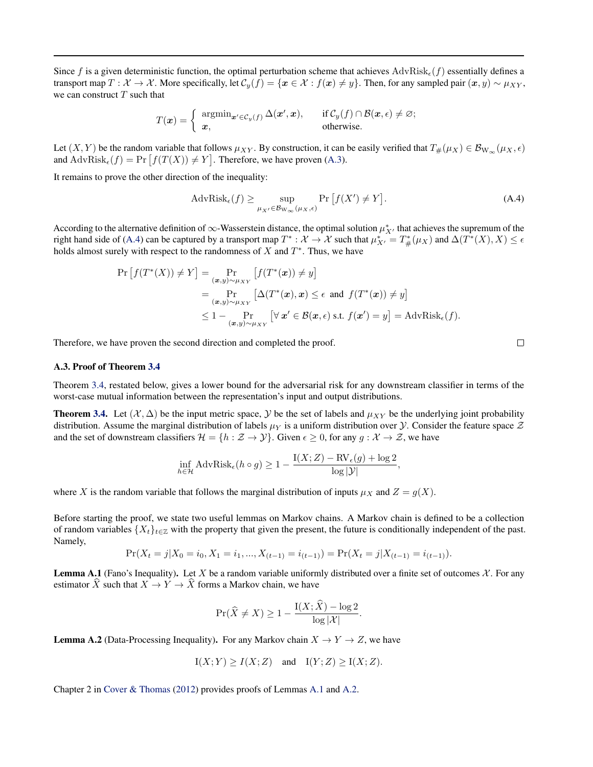Since $f$ is a given deterministic function, the optimal perturbation scheme that achieves $\mathrm{AdvRisk}_\epsilon(f)$ essentially defines a transport map $T: \mathcal{X} \to \mathcal{X}$. More specifically, let $\mathcal{C}_y(f) = \{\boldsymbol{x} \in \mathcal{X} : f(\boldsymbol{x}) \neq y\}$. Then, for any sampled pair $(\boldsymbol{x}, y) \sim \mu_{XY}$, we can construct $T$ such that

$$
T(\boldsymbol{x}) = \begin{cases} \operatorname{argmin}_{\boldsymbol{x}' \in \mathcal{C}_y(f)} \Delta(\boldsymbol{x}', \boldsymbol{x}), & \text{if } \mathcal{C}_y(f) \cap \mathcal{B}(\boldsymbol{x}, \epsilon) \neq \varnothing; \\ \boldsymbol{x}, & \text{otherwise.} \end{cases}
$$

Let $(X, Y)$ be the random variable that follows $\mu_{XY}$. By construction, it can be easily verified that $T_\#(\mu_X) \in \mathcal{B}_{\mathrm{W}_\infty}(\mu_X, \epsilon)$ and $\mathrm{AdvRisk}_\epsilon(f) = \Pr\big[f(T(X)) \neq Y\big]$. Therefore, we have proven (A.3).

It remains to prove the other direction of the inequality:

$$
\mathrm{AdvRisk}_\epsilon(f) \geq \sup_{\mu_{X'} \in \mathcal{B}_{\mathrm{W}_\infty}(\mu_X, \epsilon)} \Pr\big[f(X') \neq Y\big]. \tag{A.4}
$$

According to the alternative definition of $\infty$-Wasserstein distance, the optimal solution $\mu^*_{X'}$ that achieves the supremum of the right hand side of (A.4) can be captured by a transport map $T^*: \mathcal{X} \to \mathcal{X}$ such that $\mu^*_{X'} = T^*_\#(\mu_X)$ and $\Delta(T^*(X), X) \leq \epsilon$ holds almost surely with respect to the randomness of $X$ and $T^*$. Thus, we have

$$
\begin{aligned}
\Pr\big[f(T^*(X)) \neq Y\big] &= \Pr_{(\boldsymbol{x},y)\sim\mu_{XY}}\big[f(T^*(\boldsymbol{x})) \neq y\big] \\
&= \Pr_{(\boldsymbol{x},y)\sim\mu_{XY}}\big[\Delta(T^*(\boldsymbol{x}), \boldsymbol{x}) \leq \epsilon \text{ and } f(T^*(\boldsymbol{x})) \neq y\big] \\
&\leq 1 - \Pr_{(\boldsymbol{x},y)\sim\mu_{XY}}\big[\forall\, \boldsymbol{x}' \in \mathcal{B}(\boldsymbol{x}, \epsilon) \text{ s.t. } f(\boldsymbol{x}') = y\big] = \mathrm{AdvRisk}_\epsilon(f).
\end{aligned}
$$

Therefore, we have proven the second direction and completed the proof. □

### A.3. Proof of Theorem 3.4

Theorem 3.4, restated below, gives a lower bound for the adversarial risk for any downstream classifier in terms of the worst-case mutual information between the representation's input and output distributions.

**Theorem 3.4.** Let $(\mathcal{X}, \Delta)$ be the input metric space, $\mathcal{Y}$ be the set of labels and $\mu_{XY}$ be the underlying joint probability distribution. Assume the marginal distribution of labels $\mu_Y$ is a uniform distribution over $\mathcal{Y}$. Consider the feature space $\mathcal{Z}$ and the set of downstream classifiers $\mathcal{H} = \{h : \mathcal{Z} \to \mathcal{Y}\}$. Given $\epsilon \geq 0$, for any $g: \mathcal{X} \to \mathcal{Z}$, we have

$$
\inf_{h \in \mathcal{H}} \mathrm{AdvRisk}_\epsilon(h \circ g) \geq 1 - \frac{\mathrm{I}(X; Z) - \mathrm{RV}_\epsilon(g) + \log 2}{\log |\mathcal{Y}|},
$$

where $X$ is the random variable that follows the marginal distribution of inputs $\mu_X$ and $Z = g(X)$.

Before starting the proof, we state two useful lemmas on Markov chains. A Markov chain is defined to be a collection of random variables $\{X_t\}_{t\in\mathbb{Z}}$ with the property that given the present, the future is conditionally independent of the past. Namely,

$$
\Pr(X_t = j | X_0 = i_0, X_1 = i_1, ..., X_{(t-1)} = i_{(t-1)}) = \Pr(X_t = j | X_{(t-1)} = i_{(t-1)}).
$$

**Lemma A.1** (Fano's Inequality). Let $X$ be a random variable uniformly distributed over a finite set of outcomes $\mathcal{X}$. For any estimator $\widehat{X}$ such that $X \to Y \to \widehat{X}$ forms a Markov chain, we have

$$
\Pr(\widehat{X} \neq X) \geq 1 - \frac{\mathrm{I}(X; \widehat{X}) - \log 2}{\log |\mathcal{X}|}.
$$

**Lemma A.2** (Data-Processing Inequality). For any Markov chain $X \to Y \to Z$, we have

$$
\mathrm{I}(X; Y) \geq I(X; Z) \quad \text{and} \quad \mathrm{I}(Y; Z) \geq \mathrm{I}(X; Z).
$$

Chapter 2 in Cover & Thomas (2012) provides proofs of Lemmas A.1 and A.2.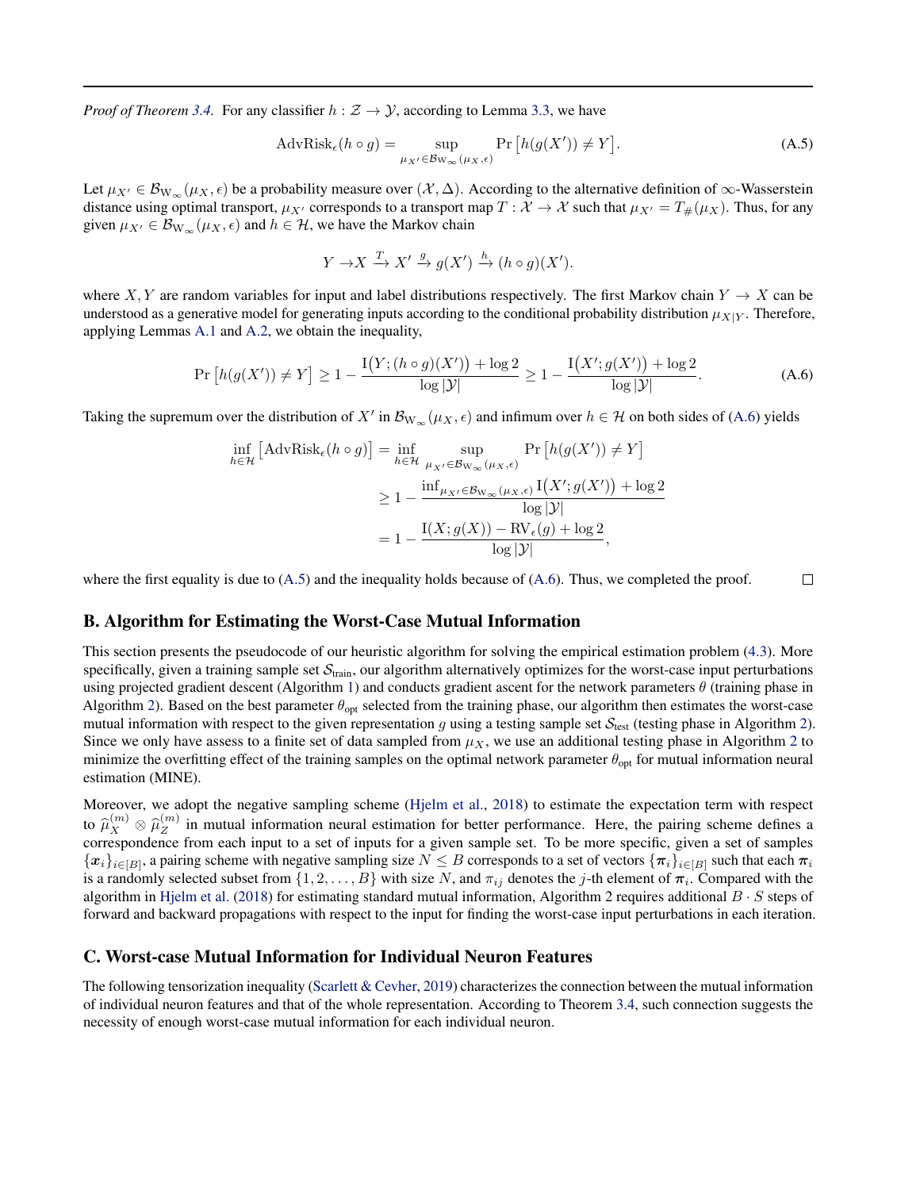*Proof of Theorem 3.4.* For any classifier $h : \mathcal{Z} \to \mathcal{Y}$, according to Lemma 3.3, we have

$$\mathrm{AdvRisk}_\epsilon(h \circ g) = \sup_{\mu_{X'} \in \mathcal{B}_{\mathrm{W}_\infty}(\mu_X, \epsilon)} \Pr\big[h(g(X')) \neq Y\big]. \tag{A.5}$$

Let $\mu_{X'} \in \mathcal{B}_{\mathrm{W}_\infty}(\mu_X, \epsilon)$ be a probability measure over $(\mathcal{X}, \Delta)$. According to the alternative definition of $\infty$-Wasserstein distance using optimal transport, $\mu_{X'}$ corresponds to a transport map $T : \mathcal{X} \to \mathcal{X}$ such that $\mu_{X'} = T_{\#}(\mu_X)$. Thus, for any given $\mu_{X'} \in \mathcal{B}_{\mathrm{W}_\infty}(\mu_X, \epsilon)$ and $h \in \mathcal{H}$, we have the Markov chain

$$Y \to X \xrightarrow{T} X' \xrightarrow{g} g(X') \xrightarrow{h} (h \circ g)(X').$$

where $X, Y$ are random variables for input and label distributions respectively. The first Markov chain $Y \to X$ can be understood as a generative model for generating inputs according to the conditional probability distribution $\mu_{X|Y}$. Therefore, applying Lemmas A.1 and A.2, we obtain the inequality,

$$\Pr\big[h(g(X')) \neq Y\big] \geq 1 - \frac{\mathrm{I}\big(Y; (h \circ g)(X')\big) + \log 2}{\log |\mathcal{Y}|} \geq 1 - \frac{\mathrm{I}\big(X'; g(X')\big) + \log 2}{\log |\mathcal{Y}|}. \tag{A.6}$$

Taking the supremum over the distribution of $X'$ in $\mathcal{B}_{\mathrm{W}_\infty}(\mu_X, \epsilon)$ and infimum over $h \in \mathcal{H}$ on both sides of (A.6) yields

$$\begin{aligned}
\inf_{h \in \mathcal{H}} \big[\mathrm{AdvRisk}_\epsilon(h \circ g)\big] &= \inf_{h \in \mathcal{H}} \sup_{\mu_{X'} \in \mathcal{B}_{\mathrm{W}_\infty}(\mu_X, \epsilon)} \Pr\big[h(g(X')) \neq Y\big] \\
&\geq 1 - \frac{\inf_{\mu_{X'} \in \mathcal{B}_{\mathrm{W}_\infty}(\mu_X, \epsilon)} \mathrm{I}\big(X'; g(X')\big) + \log 2}{\log |\mathcal{Y}|} \\
&= 1 - \frac{\mathrm{I}(X; g(X)) - \mathrm{RV}_\epsilon(g) + \log 2}{\log |\mathcal{Y}|},
\end{aligned}$$

where the first equality is due to (A.5) and the inequality holds because of (A.6). Thus, we completed the proof. □

## B. Algorithm for Estimating the Worst-Case Mutual Information

This section presents the pseudocode of our heuristic algorithm for solving the empirical estimation problem (4.3). More specifically, given a training sample set $\mathcal{S}_{\text{train}}$, our algorithm alternatively optimizes for the worst-case input perturbations using projected gradient descent (Algorithm 1) and conducts gradient ascent for the network parameters $\theta$ (training phase in Algorithm 2). Based on the best parameter $\theta_{\text{opt}}$ selected from the training phase, our algorithm then estimates the worst-case mutual information with respect to the given representation $g$ using a testing sample set $\mathcal{S}_{\text{test}}$ (testing phase in Algorithm 2). Since we only have assess to a finite set of data sampled from $\mu_X$, we use an additional testing phase in Algorithm 2 to minimize the overfitting effect of the training samples on the optimal network parameter $\theta_{\text{opt}}$ for mutual information neural estimation (MINE).

Moreover, we adopt the negative sampling scheme (Hjelm et al., 2018) to estimate the expectation term with respect to $\widehat{\mu}_X^{(m)} \otimes \widehat{\mu}_Z^{(m)}$ in mutual information neural estimation for better performance. Here, the pairing scheme defines a correspondence from each input to a set of inputs for a given sample set. To be more specific, given a set of samples $\{\boldsymbol{x}_i\}_{i \in [B]}$, a pairing scheme with negative sampling size $N \leq B$ corresponds to a set of vectors $\{\boldsymbol{\pi}_i\}_{i \in [B]}$ such that each $\boldsymbol{\pi}_i$ is a randomly selected subset from $\{1, 2, \ldots, B\}$ with size $N$, and $\pi_{ij}$ denotes the $j$-th element of $\boldsymbol{\pi}_i$. Compared with the algorithm in Hjelm et al. (2018) for estimating standard mutual information, Algorithm 2 requires additional $B \cdot S$ steps of forward and backward propagations with respect to the input for finding the worst-case input perturbations in each iteration.

## C. Worst-case Mutual Information for Individual Neuron Features

The following tensorization inequality (Scarlett & Cevher, 2019) characterizes the connection between the mutual information of individual neuron features and that of the whole representation. According to Theorem 3.4, such connection suggests the necessity of enough worst-case mutual information for each individual neuron.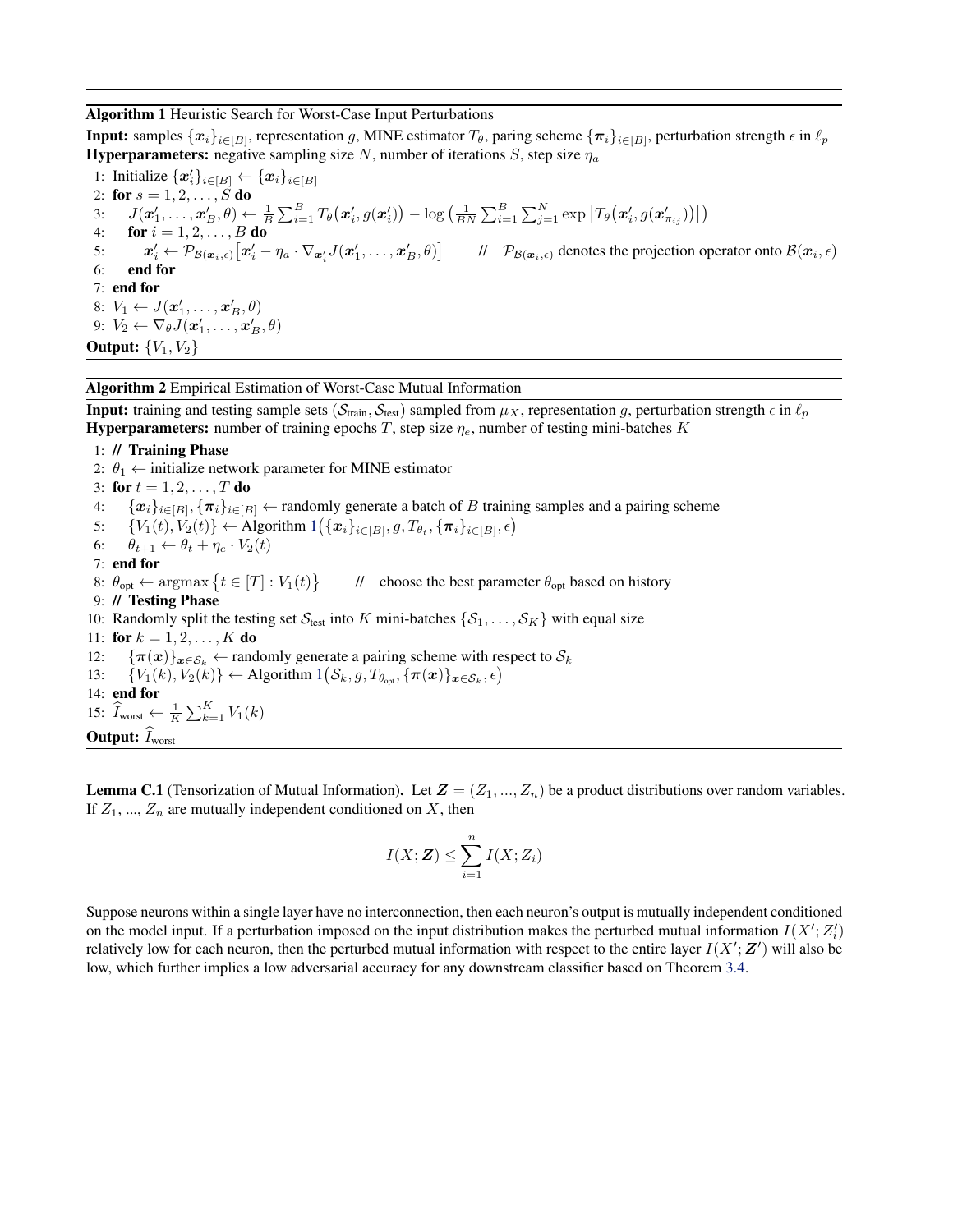**Algorithm 1** Heuristic Search for Worst-Case Input Perturbations

**Input:** samples $\{\boldsymbol{x}_i\}_{i\in[B]}$, representation $g$, MINE estimator $T_\theta$, paring scheme $\{\boldsymbol{\pi}_i\}_{i\in[B]}$, perturbation strength $\epsilon$ in $\ell_p$
**Hyperparameters:** negative sampling size $N$, number of iterations $S$, step size $\eta_a$

1: Initialize $\{\boldsymbol{x}'_i\}_{i\in[B]} \leftarrow \{\boldsymbol{x}_i\}_{i\in[B]}$
2: **for** $s = 1, 2, \ldots, S$ **do**
3: $\quad J(\boldsymbol{x}'_1, \ldots, \boldsymbol{x}'_B, \theta) \leftarrow \frac{1}{B}\sum_{i=1}^{B} T_\theta\big(\boldsymbol{x}'_i, g(\boldsymbol{x}'_i)\big) - \log\big(\frac{1}{BN}\sum_{i=1}^{B}\sum_{j=1}^{N}\exp\big[T_\theta\big(\boldsymbol{x}'_i, g(\boldsymbol{x}'_{\pi_{ij}})\big)\big]\big)$
4: $\quad$ **for** $i = 1, 2, \ldots, B$ **do**
5: $\quad\quad \boldsymbol{x}'_i \leftarrow \mathcal{P}_{\mathcal{B}(\boldsymbol{x}_i,\epsilon)}\big[\boldsymbol{x}'_i - \eta_a \cdot \nabla_{\boldsymbol{x}'_i} J(\boldsymbol{x}'_1, \ldots, \boldsymbol{x}'_B, \theta)\big]$ $\quad$ // $\mathcal{P}_{\mathcal{B}(\boldsymbol{x}_i,\epsilon)}$ denotes the projection operator onto $\mathcal{B}(\boldsymbol{x}_i, \epsilon)$
6: $\quad$ **end for**
7: **end for**
8: $V_1 \leftarrow J(\boldsymbol{x}'_1, \ldots, \boldsymbol{x}'_B, \theta)$
9: $V_2 \leftarrow \nabla_\theta J(\boldsymbol{x}'_1, \ldots, \boldsymbol{x}'_B, \theta)$

**Output:** $\{V_1, V_2\}$

**Algorithm 2** Empirical Estimation of Worst-Case Mutual Information

**Input:** training and testing sample sets $(\mathcal{S}_{\text{train}}, \mathcal{S}_{\text{test}})$ sampled from $\mu_X$, representation $g$, perturbation strength $\epsilon$ in $\ell_p$
**Hyperparameters:** number of training epochs $T$, step size $\eta_e$, number of testing mini-batches $K$

1: **// Training Phase**
2: $\theta_1 \leftarrow$ initialize network parameter for MINE estimator
3: **for** $t = 1, 2, \ldots, T$ **do**
4: $\quad \{\boldsymbol{x}_i\}_{i\in[B]}, \{\boldsymbol{\pi}_i\}_{i\in[B]} \leftarrow$ randomly generate a batch of $B$ training samples and a pairing scheme
5: $\quad \{V_1(t), V_2(t)\} \leftarrow$ Algorithm 1$\big(\{\boldsymbol{x}_i\}_{i\in[B]}, g, T_{\theta_t}, \{\boldsymbol{\pi}_i\}_{i\in[B]}, \epsilon\big)$
6: $\quad \theta_{t+1} \leftarrow \theta_t + \eta_e \cdot V_2(t)$
7: **end for**
8: $\theta_{\text{opt}} \leftarrow \operatorname{argmax}\big\{t \in [T] : V_1(t)\big\}$ $\quad$ // choose the best parameter $\theta_{\text{opt}}$ based on history
9: **// Testing Phase**
10: Randomly split the testing set $\mathcal{S}_{\text{test}}$ into $K$ mini-batches $\{\mathcal{S}_1, \ldots, \mathcal{S}_K\}$ with equal size
11: **for** $k = 1, 2, \ldots, K$ **do**
12: $\quad \{\boldsymbol{\pi}(\boldsymbol{x})\}_{\boldsymbol{x}\in\mathcal{S}_k} \leftarrow$ randomly generate a pairing scheme with respect to $\mathcal{S}_k$
13: $\quad \{V_1(k), V_2(k)\} \leftarrow$ Algorithm 1$\big(\mathcal{S}_k, g, T_{\theta_{\text{opt}}}, \{\boldsymbol{\pi}(\boldsymbol{x})\}_{\boldsymbol{x}\in\mathcal{S}_k}, \epsilon\big)$
14: **end for**
15: $\widehat{I}_{\text{worst}} \leftarrow \frac{1}{K}\sum_{k=1}^{K} V_1(k)$

**Output:** $\widehat{I}_{\text{worst}}$

**Lemma C.1** (Tensorization of Mutual Information)**.** Let $\boldsymbol{Z} = (Z_1, ..., Z_n)$ be a product distributions over random variables. If $Z_1$, ..., $Z_n$ are mutually independent conditioned on $X$, then

$$I(X; \boldsymbol{Z}) \leq \sum_{i=1}^{n} I(X; Z_i)$$

Suppose neurons within a single layer have no interconnection, then each neuron's output is mutually independent conditioned on the model input. If a perturbation imposed on the input distribution makes the perturbed mutual information $I(X'; Z'_i)$ relatively low for each neuron, then the perturbed mutual information with respect to the entire layer $I(X'; \boldsymbol{Z}')$ will also be low, which further implies a low adversarial accuracy for any downstream classifier based on Theorem 3.4.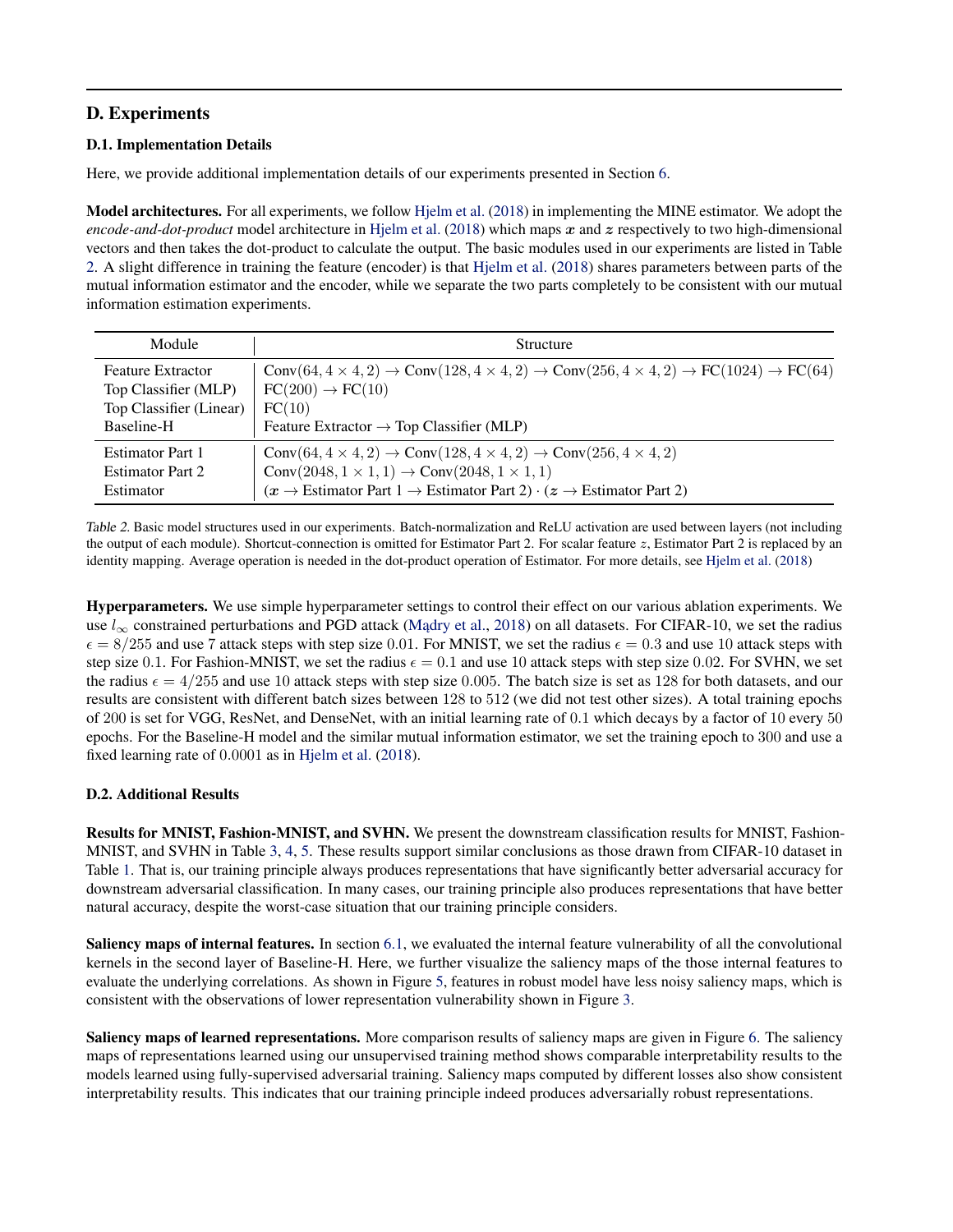## D. Experiments

### D.1. Implementation Details

Here, we provide additional implementation details of our experiments presented in Section 6.

**Model architectures.** For all experiments, we follow Hjelm et al. (2018) in implementing the MINE estimator. We adopt the *encode-and-dot-product* model architecture in Hjelm et al. (2018) which maps $\boldsymbol{x}$ and $\boldsymbol{z}$ respectively to two high-dimensional vectors and then takes the dot-product to calculate the output. The basic modules used in our experiments are listed in Table 2. A slight difference in training the feature (encoder) is that Hjelm et al. (2018) shares parameters between parts of the mutual information estimator and the encoder, while we separate the two parts completely to be consistent with our mutual information estimation experiments.

| Module | Structure |
|---|---|
| Feature Extractor | $\mathrm{Conv}(64, 4\times 4, 2) \rightarrow \mathrm{Conv}(128, 4\times 4, 2) \rightarrow \mathrm{Conv}(256, 4\times 4, 2) \rightarrow \mathrm{FC}(1024) \rightarrow \mathrm{FC}(64)$ |
| Top Classifier (MLP) | $\mathrm{FC}(200) \rightarrow \mathrm{FC}(10)$ |
| Top Classifier (Linear) | $\mathrm{FC}(10)$ |
| Baseline-H | Feature Extractor $\rightarrow$ Top Classifier (MLP) |
| Estimator Part 1 | $\mathrm{Conv}(64, 4\times 4, 2) \rightarrow \mathrm{Conv}(128, 4\times 4, 2) \rightarrow \mathrm{Conv}(256, 4\times 4, 2)$ |
| Estimator Part 2 | $\mathrm{Conv}(2048, 1\times 1, 1) \rightarrow \mathrm{Conv}(2048, 1\times 1, 1)$ |
| Estimator | $(\boldsymbol{x} \rightarrow$ Estimator Part 1 $\rightarrow$ Estimator Part 2$) \cdot (\boldsymbol{z} \rightarrow$ Estimator Part 2$)$ |

*Table 2.* Basic model structures used in our experiments. Batch-normalization and ReLU activation are used between layers (not including the output of each module). Shortcut-connection is omitted for Estimator Part 2. For scalar feature $z$, Estimator Part 2 is replaced by an identity mapping. Average operation is needed in the dot-product operation of Estimator. For more details, see Hjelm et al. (2018)

**Hyperparameters.** We use simple hyperparameter settings to control their effect on our various ablation experiments. We use $l_\infty$ constrained perturbations and PGD attack (Mądry et al., 2018) on all datasets. For CIFAR-10, we set the radius $\epsilon = 8/255$ and use 7 attack steps with step size $0.01$. For MNIST, we set the radius $\epsilon = 0.3$ and use 10 attack steps with step size $0.1$. For Fashion-MNIST, we set the radius $\epsilon = 0.1$ and use 10 attack steps with step size $0.02$. For SVHN, we set the radius $\epsilon = 4/255$ and use 10 attack steps with step size $0.005$. The batch size is set as 128 for both datasets, and our results are consistent with different batch sizes between 128 to 512 (we did not test other sizes). A total training epochs of 200 is set for VGG, ResNet, and DenseNet, with an initial learning rate of 0.1 which decays by a factor of 10 every 50 epochs. For the Baseline-H model and the similar mutual information estimator, we set the training epoch to 300 and use a fixed learning rate of 0.0001 as in Hjelm et al. (2018).

### D.2. Additional Results

**Results for MNIST, Fashion-MNIST, and SVHN.** We present the downstream classification results for MNIST, Fashion-MNIST, and SVHN in Table 3, 4, 5. These results support similar conclusions as those drawn from CIFAR-10 dataset in Table 1. That is, our training principle always produces representations that have significantly better adversarial accuracy for downstream adversarial classification. In many cases, our training principle also produces representations that have better natural accuracy, despite the worst-case situation that our training principle considers.

**Saliency maps of internal features.** In section 6.1, we evaluated the internal feature vulnerability of all the convolutional kernels in the second layer of Baseline-H. Here, we further visualize the saliency maps of the those internal features to evaluate the underlying correlations. As shown in Figure 5, features in robust model have less noisy saliency maps, which is consistent with the observations of lower representation vulnerability shown in Figure 3.

**Saliency maps of learned representations.** More comparison results of saliency maps are given in Figure 6. The saliency maps of representations learned using our unsupervised training method shows comparable interpretability results to the models learned using fully-supervised adversarial training. Saliency maps computed by different losses also show consistent interpretability results. This indicates that our training principle indeed produces adversarially robust representations.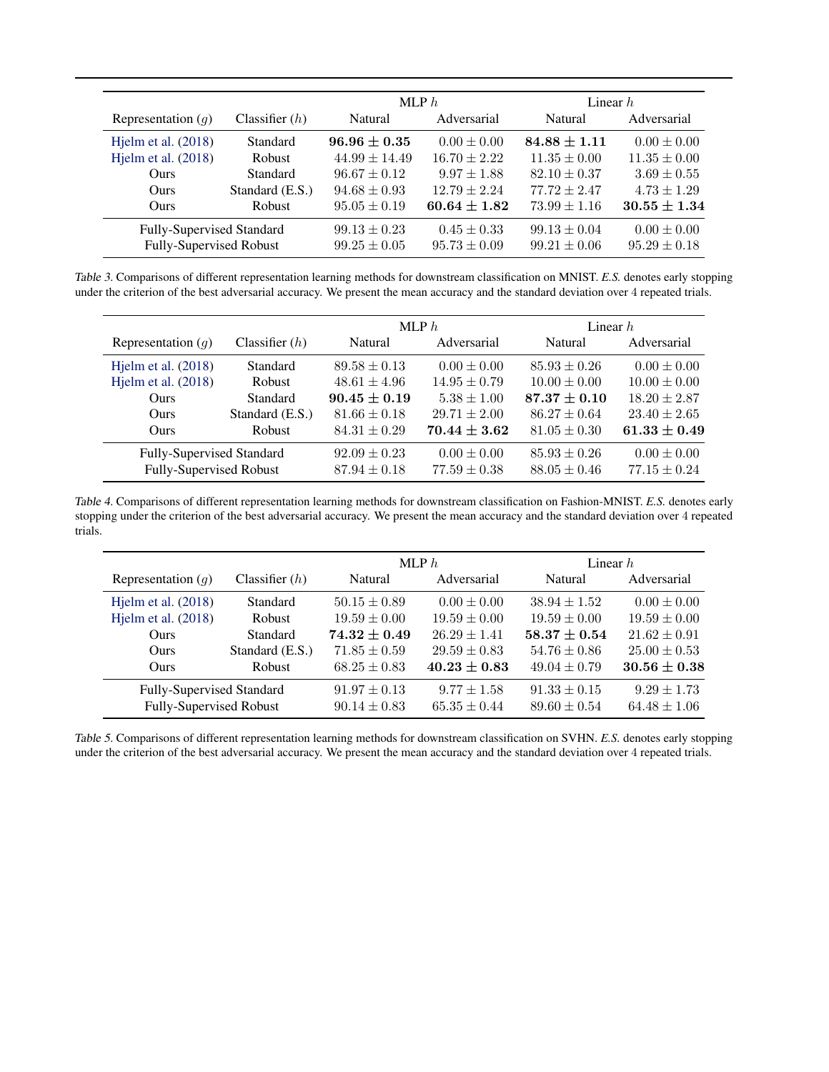| Representation ($g$) | Classifier ($h$) | MLP $h$ | | Linear $h$ | |
|---|---|---|---|---|---|
| | | Natural | Adversarial | Natural | Adversarial |
| Hjelm et al. (2018) | Standard | $\mathbf{96.96 \pm 0.35}$ | $0.00 \pm 0.00$ | $\mathbf{84.88 \pm 1.11}$ | $0.00 \pm 0.00$ |
| Hjelm et al. (2018) | Robust | $44.99 \pm 14.49$ | $16.70 \pm 2.22$ | $11.35 \pm 0.00$ | $11.35 \pm 0.00$ |
| Ours | Standard | $96.67 \pm 0.12$ | $9.97 \pm 1.88$ | $82.10 \pm 0.37$ | $3.69 \pm 0.55$ |
| Ours | Standard (E.S.) | $94.68 \pm 0.93$ | $12.79 \pm 2.24$ | $77.72 \pm 2.47$ | $4.73 \pm 1.29$ |
| Ours | Robust | $95.05 \pm 0.19$ | $\mathbf{60.64 \pm 1.82}$ | $73.99 \pm 1.16$ | $\mathbf{30.55 \pm 1.34}$ |
| Fully-Supervised Standard | | $99.13 \pm 0.23$ | $0.45 \pm 0.33$ | $99.13 \pm 0.04$ | $0.00 \pm 0.00$ |
| Fully-Supervised Robust | | $99.25 \pm 0.05$ | $95.73 \pm 0.09$ | $99.21 \pm 0.06$ | $95.29 \pm 0.18$ |

*Table 3.* Comparisons of different representation learning methods for downstream classification on MNIST. *E.S.* denotes early stopping under the criterion of the best adversarial accuracy. We present the mean accuracy and the standard deviation over 4 repeated trials.

| Representation ($g$) | Classifier ($h$) | MLP $h$ | | Linear $h$ | |
|---|---|---|---|---|---|
| | | Natural | Adversarial | Natural | Adversarial |
| Hjelm et al. (2018) | Standard | $89.58 \pm 0.13$ | $0.00 \pm 0.00$ | $85.93 \pm 0.26$ | $0.00 \pm 0.00$ |
| Hjelm et al. (2018) | Robust | $48.61 \pm 4.96$ | $14.95 \pm 0.79$ | $10.00 \pm 0.00$ | $10.00 \pm 0.00$ |
| Ours | Standard | $\mathbf{90.45 \pm 0.19}$ | $5.38 \pm 1.00$ | $\mathbf{87.37 \pm 0.10}$ | $18.20 \pm 2.87$ |
| Ours | Standard (E.S.) | $81.66 \pm 0.18$ | $29.71 \pm 2.00$ | $86.27 \pm 0.64$ | $23.40 \pm 2.65$ |
| Ours | Robust | $84.31 \pm 0.29$ | $\mathbf{70.44 \pm 3.62}$ | $81.05 \pm 0.30$ | $\mathbf{61.33 \pm 0.49}$ |
| Fully-Supervised Standard | | $92.09 \pm 0.23$ | $0.00 \pm 0.00$ | $85.93 \pm 0.26$ | $0.00 \pm 0.00$ |
| Fully-Supervised Robust | | $87.94 \pm 0.18$ | $77.59 \pm 0.38$ | $88.05 \pm 0.46$ | $77.15 \pm 0.24$ |

*Table 4.* Comparisons of different representation learning methods for downstream classification on Fashion-MNIST. *E.S.* denotes early stopping under the criterion of the best adversarial accuracy. We present the mean accuracy and the standard deviation over 4 repeated trials.

| Representation ($g$) | Classifier ($h$) | MLP $h$ | | Linear $h$ | |
|---|---|---|---|---|---|
| | | Natural | Adversarial | Natural | Adversarial |
| Hjelm et al. (2018) | Standard | $50.15 \pm 0.89$ | $0.00 \pm 0.00$ | $38.94 \pm 1.52$ | $0.00 \pm 0.00$ |
| Hjelm et al. (2018) | Robust | $19.59 \pm 0.00$ | $19.59 \pm 0.00$ | $19.59 \pm 0.00$ | $19.59 \pm 0.00$ |
| Ours | Standard | $\mathbf{74.32 \pm 0.49}$ | $26.29 \pm 1.41$ | $\mathbf{58.37 \pm 0.54}$ | $21.62 \pm 0.91$ |
| Ours | Standard (E.S.) | $71.85 \pm 0.59$ | $29.59 \pm 0.83$ | $54.76 \pm 0.86$ | $25.00 \pm 0.53$ |
| Ours | Robust | $68.25 \pm 0.83$ | $\mathbf{40.23 \pm 0.83}$ | $49.04 \pm 0.79$ | $\mathbf{30.56 \pm 0.38}$ |
| Fully-Supervised Standard | | $91.97 \pm 0.13$ | $9.77 \pm 1.58$ | $91.33 \pm 0.15$ | $9.29 \pm 1.73$ |
| Fully-Supervised Robust | | $90.14 \pm 0.83$ | $65.35 \pm 0.44$ | $89.60 \pm 0.54$ | $64.48 \pm 1.06$ |

*Table 5.* Comparisons of different representation learning methods for downstream classification on SVHN. *E.S.* denotes early stopping under the criterion of the best adversarial accuracy. We present the mean accuracy and the standard deviation over 4 repeated trials.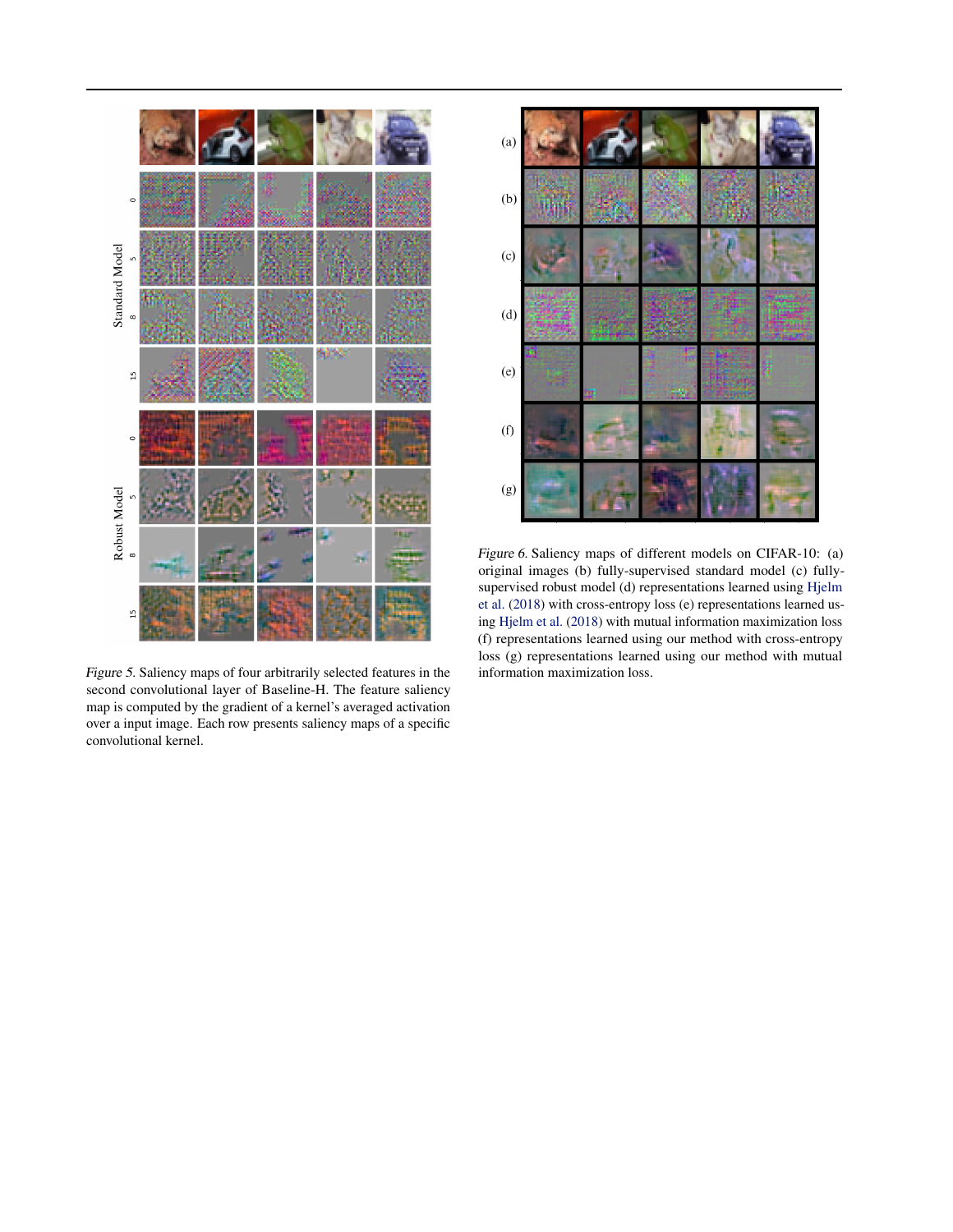Standard Model

0

5

8

15

Robust Model

0

5

8

15

*Figure 5.* Saliency maps of four arbitrarily selected features in the second convolutional layer of Baseline-H. The feature saliency map is computed by the gradient of a kernel's averaged activation over a input image. Each row presents saliency maps of a specific convolutional kernel.

(a)

(b)

(c)

(d)

(e)

(f)

(g)

*Figure 6.* Saliency maps of different models on CIFAR-10: (a) original images (b) fully-supervised standard model (c) fully-supervised robust model (d) representations learned using Hjelm et al. (2018) with cross-entropy loss (e) representations learned using Hjelm et al. (2018) with mutual information maximization loss (f) representations learned using our method with cross-entropy loss (g) representations learned using our method with mutual information maximization loss.